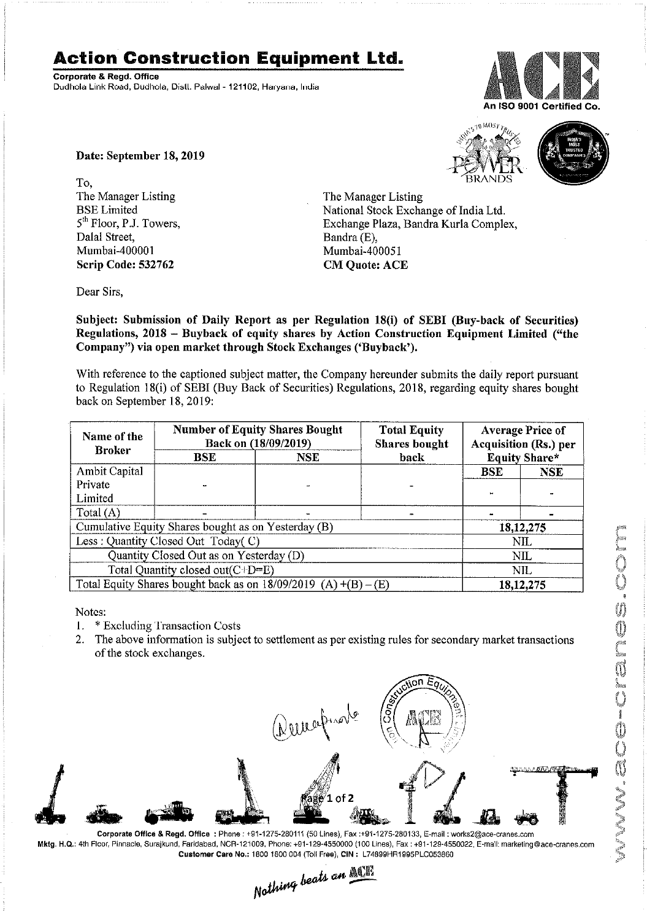# Action Construction Equipment Ltd.

**Corporate & Regd. Office**
Dudhola Link Road, Dudhola, Distt. Palwal - 121102, Haryana, India

An ISO 9001 Certified Co.

**Date: September 18, 2019**

To,
The Manager Listing
BSE Limited
5th Floor, P.J. Towers,
Dalal Street,
Mumbai-400001
**Scrip Code: 532762**

The Manager Listing
National Stock Exchange of India Ltd.
Exchange Plaza, Bandra Kurla Complex,
Bandra (E),
Mumbai-400051
**CM Quote: ACE**

Dear Sirs,

**Subject: Submission of Daily Report as per Regulation 18(i) of SEBI (Buy-back of Securities) Regulations, 2018 – Buyback of equity shares by Action Construction Equipment Limited ("the Company") via open market through Stock Exchanges ('Buyback').**

With reference to the captioned subject matter, the Company hereunder submits the daily report pursuant to Regulation 18(i) of SEBI (Buy Back of Securities) Regulations, 2018, regarding equity shares bought back on September 18, 2019:

| Name of the Broker | Number of Equity Shares Bought Back on (18/09/2019) | | Total Equity Shares bought back | Average Price of Acquisition (Rs.) per Equity Share* | |
|---|---|---|---|---|---|
| | BSE | NSE | | BSE | NSE |
| Ambit Capital Private Limited | - | - | - | - | - |
| Total (A) | - | - | - | - | - |
| Cumulative Equity Shares bought as on Yesterday (B) | | | | 18,12,275 | |
| Less : Quantity Closed Out Today( C) | | | | NIL | |
| Quantity Closed Out as on Yesterday (D) | | | | NIL | |
| Total Quantity closed out(C+D=E) | | | | NIL | |
| Total Equity Shares bought back as on 18/09/2019 (A) +(B) – (E) | | | | 18,12,275 | |

Notes:

1. * Excluding Transaction Costs
2. The above information is subject to settlement as per existing rules for secondary market transactions of the stock exchanges.

Corporate Office & Regd. Office : Phone : +91-1275-280111 (50 Lines), Fax :+91-1275-280133, E-mail : works2@ace-cranes.com
Mktg. H.Q.: 4th Floor, Pinnacle, Surajkund, Faridabad, NCR-121009, Phone: +91-129-4550000 (100 Lines), Fax : +91-129-4550022, E-mail: marketing@ace-cranes.com
Customer Care No.: 1800 1800 004 (Toll Free), CIN : L74899HR1995PLC053860

Nothing beats an ACE

www.ace-cranes.com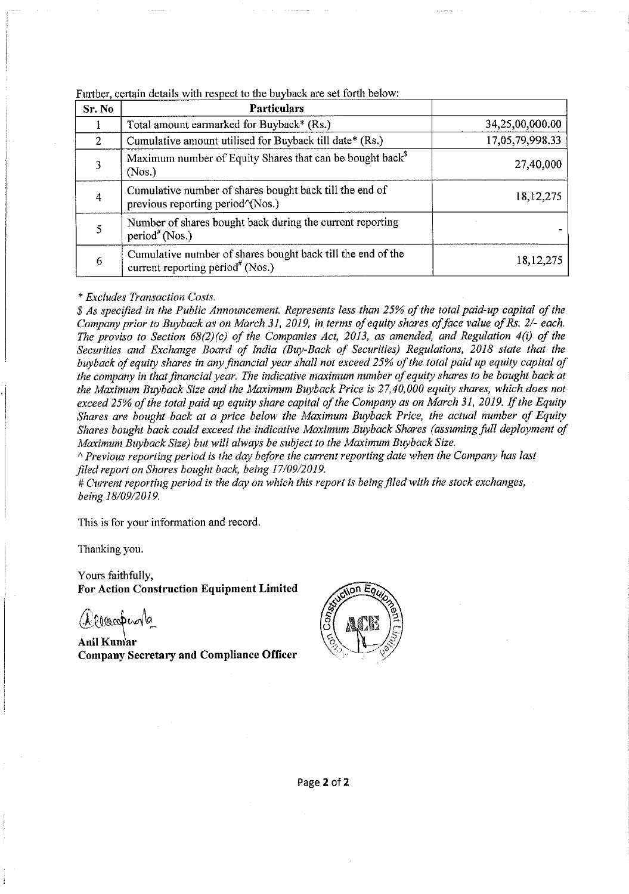Further, certain details with respect to the buyback are set forth below:

| Sr. No | Particulars | |
|---|---|---|
| 1 | Total amount earmarked for Buyback* (Rs.) | 34,25,00,000.00 |
| 2 | Cumulative amount utilised for Buyback till date* (Rs.) | 17,05,79,998.33 |
| 3 | Maximum number of Equity Shares that can be bought back$ (Nos.) | 27,40,000 |
| 4 | Cumulative number of shares bought back till the end of previous reporting period^(Nos.) | 18,12,275 |
| 5 | Number of shares bought back during the current reporting period# (Nos.) | - |
| 6 | Cumulative number of shares bought back till the end of the current reporting period# (Nos.) | 18,12,275 |

*\* Excludes Transaction Costs.*

*$ As specified in the Public Announcement. Represents less than 25% of the total paid-up capital of the Company prior to Buyback as on March 31, 2019, in terms of equity shares of face value of Rs. 2/- each. The proviso to Section 68(2)(c) of the Companies Act, 2013, as amended, and Regulation 4(i) of the Securities and Exchange Board of India (Buy-Back of Securities) Regulations, 2018 state that the buyback of equity shares in any financial year shall not exceed 25% of the total paid up equity capital of the company in that financial year. The indicative maximum number of equity shares to be bought back at the Maximum Buyback Size and the Maximum Buyback Price is 27,40,000 equity shares, which does not exceed 25% of the total paid up equity share capital of the Company as on March 31, 2019. If the Equity Shares are bought back at a price below the Maximum Buyback Price, the actual number of Equity Shares bought back could exceed the indicative Maximum Buyback Shares (assuming full deployment of Maximum Buyback Size) but will always be subject to the Maximum Buyback Size.*

*^ Previous reporting period is the day before the current reporting date when the Company has last filed report on Shares bought back, being 17/09/2019.*

*# Current reporting period is the day on which this report is being filed with the stock exchanges, being 18/09/2019.*

This is for your information and record.

Thanking you.

Yours faithfully,
**For Action Construction Equipment Limited**

**Anil Kumar**
**Company Secretary and Compliance Officer**